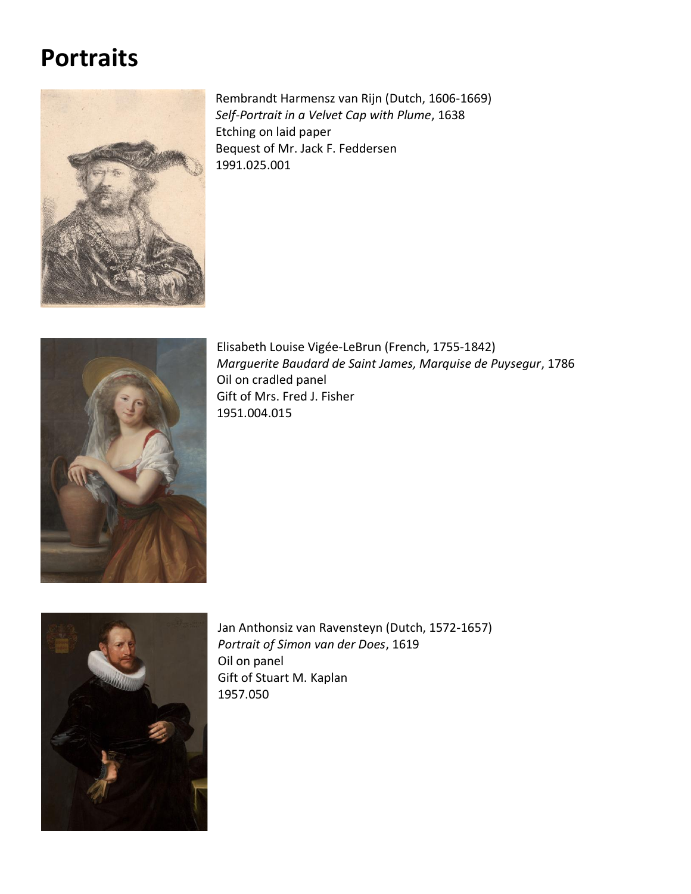# Portraits

Rembrandt Harmensz van Rijn (Dutch, 1606-1669)
*Self-Portrait in a Velvet Cap with Plume*, 1638
Etching on laid paper
Bequest of Mr. Jack F. Feddersen
1991.025.001

Elisabeth Louise Vigée-LeBrun (French, 1755-1842)
*Marguerite Baudard de Saint James, Marquise de Puysegur*, 1786
Oil on cradled panel
Gift of Mrs. Fred J. Fisher
1951.004.015

Jan Anthonsiz van Ravensteyn (Dutch, 1572-1657)
*Portrait of Simon van der Does*, 1619
Oil on panel
Gift of Stuart M. Kaplan
1957.050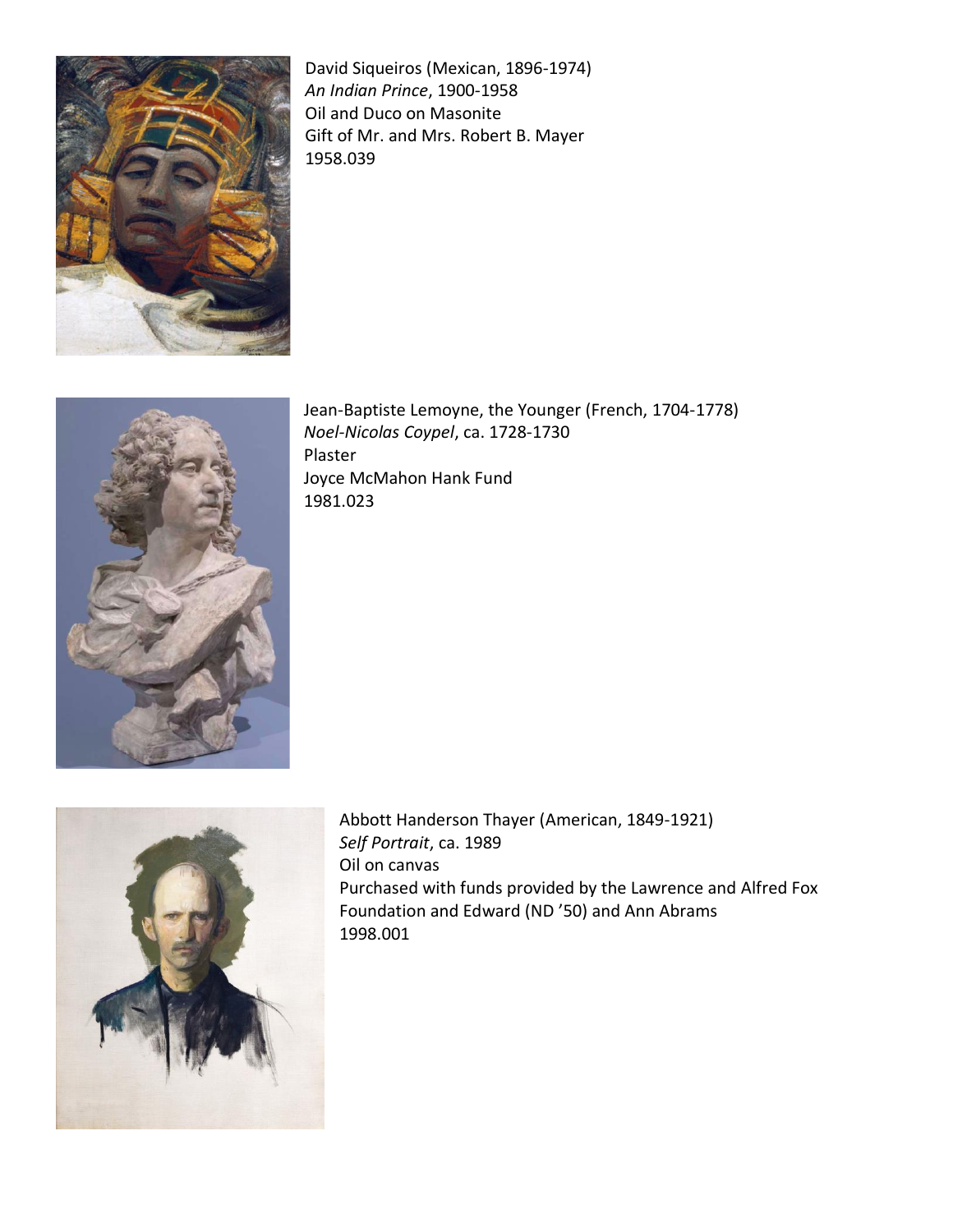David Siqueiros (Mexican, 1896-1974)
*An Indian Prince*, 1900-1958
Oil and Duco on Masonite
Gift of Mr. and Mrs. Robert B. Mayer
1958.039

Jean-Baptiste Lemoyne, the Younger (French, 1704-1778)
*Noel-Nicolas Coypel*, ca. 1728-1730
Plaster
Joyce McMahon Hank Fund
1981.023

Abbott Handerson Thayer (American, 1849-1921)
*Self Portrait*, ca. 1989
Oil on canvas
Purchased with funds provided by the Lawrence and Alfred Fox Foundation and Edward (ND ’50) and Ann Abrams
1998.001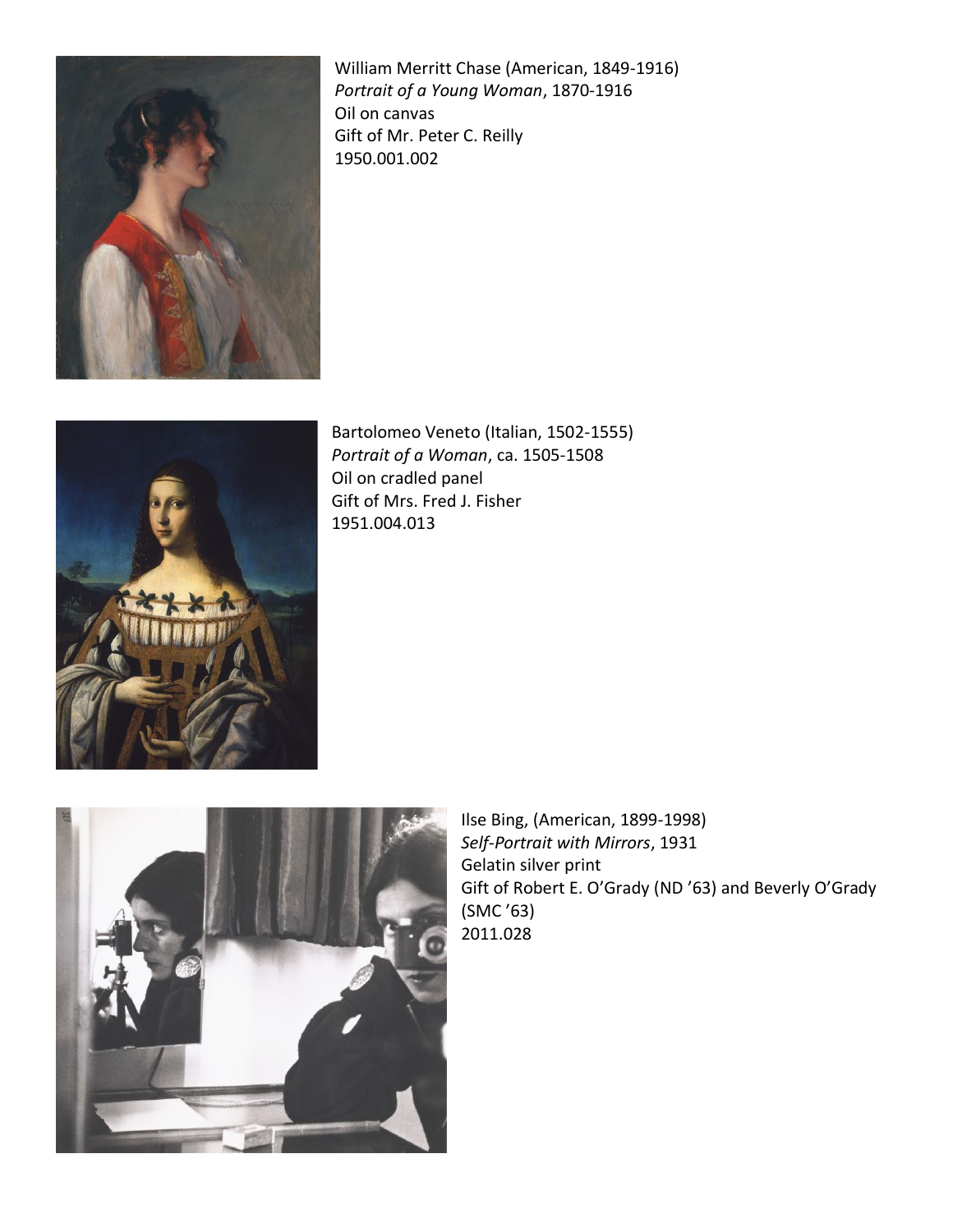William Merritt Chase (American, 1849-1916)
*Portrait of a Young Woman*, 1870-1916
Oil on canvas
Gift of Mr. Peter C. Reilly
1950.001.002

Bartolomeo Veneto (Italian, 1502-1555)
*Portrait of a Woman*, ca. 1505-1508
Oil on cradled panel
Gift of Mrs. Fred J. Fisher
1951.004.013

Ilse Bing, (American, 1899-1998)
*Self-Portrait with Mirrors*, 1931
Gelatin silver print
Gift of Robert E. O'Grady (ND '63) and Beverly O'Grady (SMC '63)
2011.028